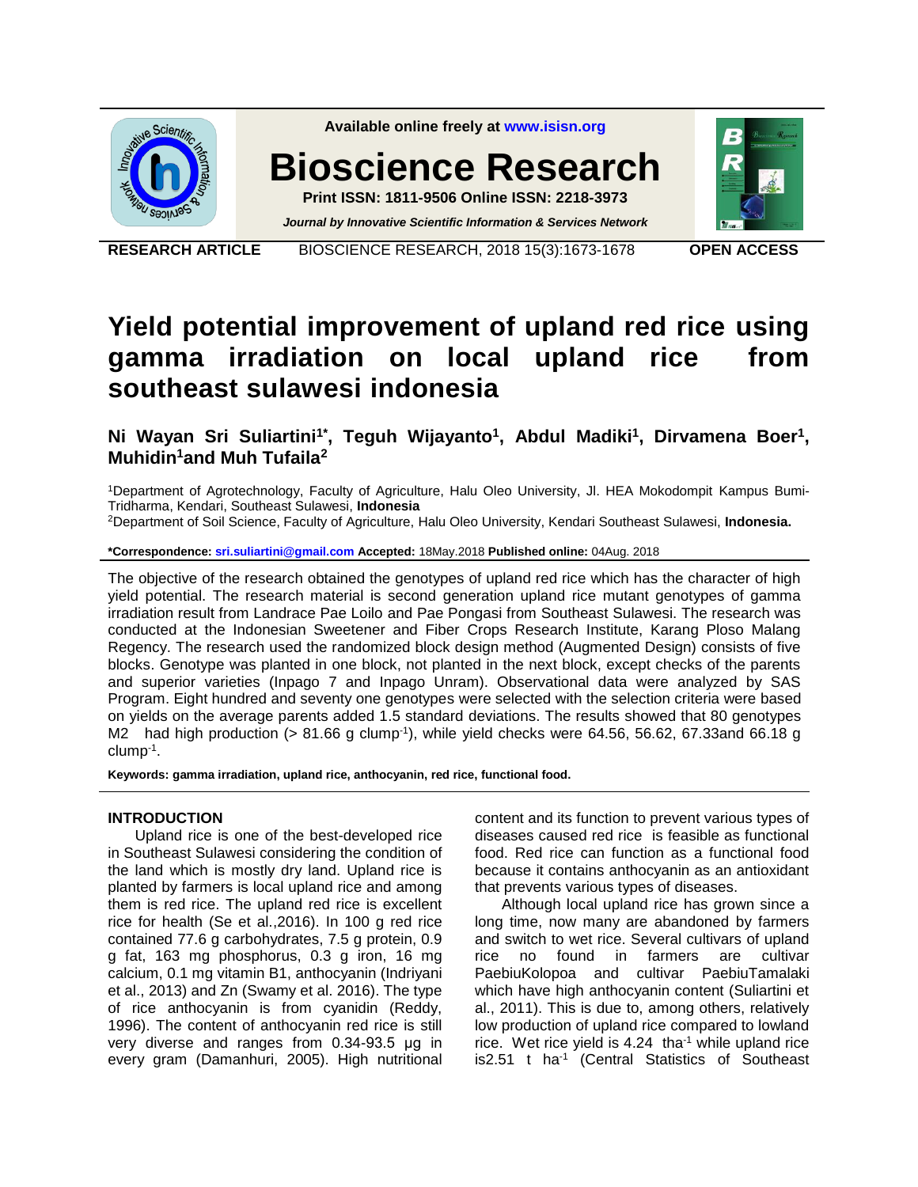RESEARCH ARTICLE

OPEN ACCESS

# Yield potential improvement of upland red rice using gamma irradiation on local upland rice from southeast sulawesi indonesia

**Ni Wayan Sri Suliartini[1*], Teguh Wijayanto[1], Abdul Madiki[1], Dirvamena Boer[1], Muhidin[1] and Muh Tufaila[2]**

[1]Department of Agrotechnology, Faculty of Agriculture, Halu Oleo University, Jl. HEA Mokodompit Kampus Bumi-Tridharma, Kendari, Southeast Sulawesi, **Indonesia**

[2]Department of Soil Science, Faculty of Agriculture, Halu Oleo University, Kendari Southeast Sulawesi, **Indonesia.**

**\*Correspondence:** sri.suliartini@gmail.com **Accepted:** 18May.2018 **Published online:** 04Aug. 2018

The objective of the research obtained the genotypes of upland red rice which has the character of high yield potential. The research material is second generation upland rice mutant genotypes of gamma irradiation result from Landrace Pae Loilo and Pae Pongasi from Southeast Sulawesi. The research was conducted at the Indonesian Sweetener and Fiber Crops Research Institute, Karang Ploso Malang Regency. The research used the randomized block design method (Augmented Design) consists of five blocks. Genotype was planted in one block, not planted in the next block, except checks of the parents and superior varieties (Inpago 7 and Inpago Unram). Observational data were analyzed by SAS Program. Eight hundred and seventy one genotypes were selected with the selection criteria were based on yields on the average parents added 1.5 standard deviations. The results showed that 80 genotypes M2 had high production (> 81.66 g clump$^{-1}$), while yield checks were 64.56, 56.62, 67.33and 66.18 g clump$^{-1}$.

**Keywords: gamma irradiation, upland rice, anthocyanin, red rice, functional food.**

## INTRODUCTION

Upland rice is one of the best-developed rice in Southeast Sulawesi considering the condition of the land which is mostly dry land. Upland rice is planted by farmers is local upland rice and among them is red rice. The upland red rice is excellent rice for health (Se et al.,2016). In 100 g red rice contained 77.6 g carbohydrates, 7.5 g protein, 0.9 g fat, 163 mg phosphorus, 0.3 g iron, 16 mg calcium, 0.1 mg vitamin B1, anthocyanin (Indriyani et al., 2013) and Zn (Swamy et al. 2016). The type of rice anthocyanin is from cyanidin (Reddy, 1996). The content of anthocyanin red rice is still very diverse and ranges from 0.34-93.5 μg in every gram (Damanhuri, 2005). High nutritional content and its function to prevent various types of diseases caused red rice is feasible as functional food. Red rice can function as a functional food because it contains anthocyanin as an antioxidant that prevents various types of diseases.

Although local upland rice has grown since a long time, now many are abandoned by farmers and switch to wet rice. Several cultivars of upland rice no found in farmers are cultivar PaebiuKolopoa and cultivar PaebiuTamalaki which have high anthocyanin content (Suliartini et al., 2011). This is due to, among others, relatively low production of upland rice compared to lowland rice. Wet rice yield is 4.24 tha$^{-1}$ while upland rice is2.51 t ha$^{-1}$ (Central Statistics of Southeast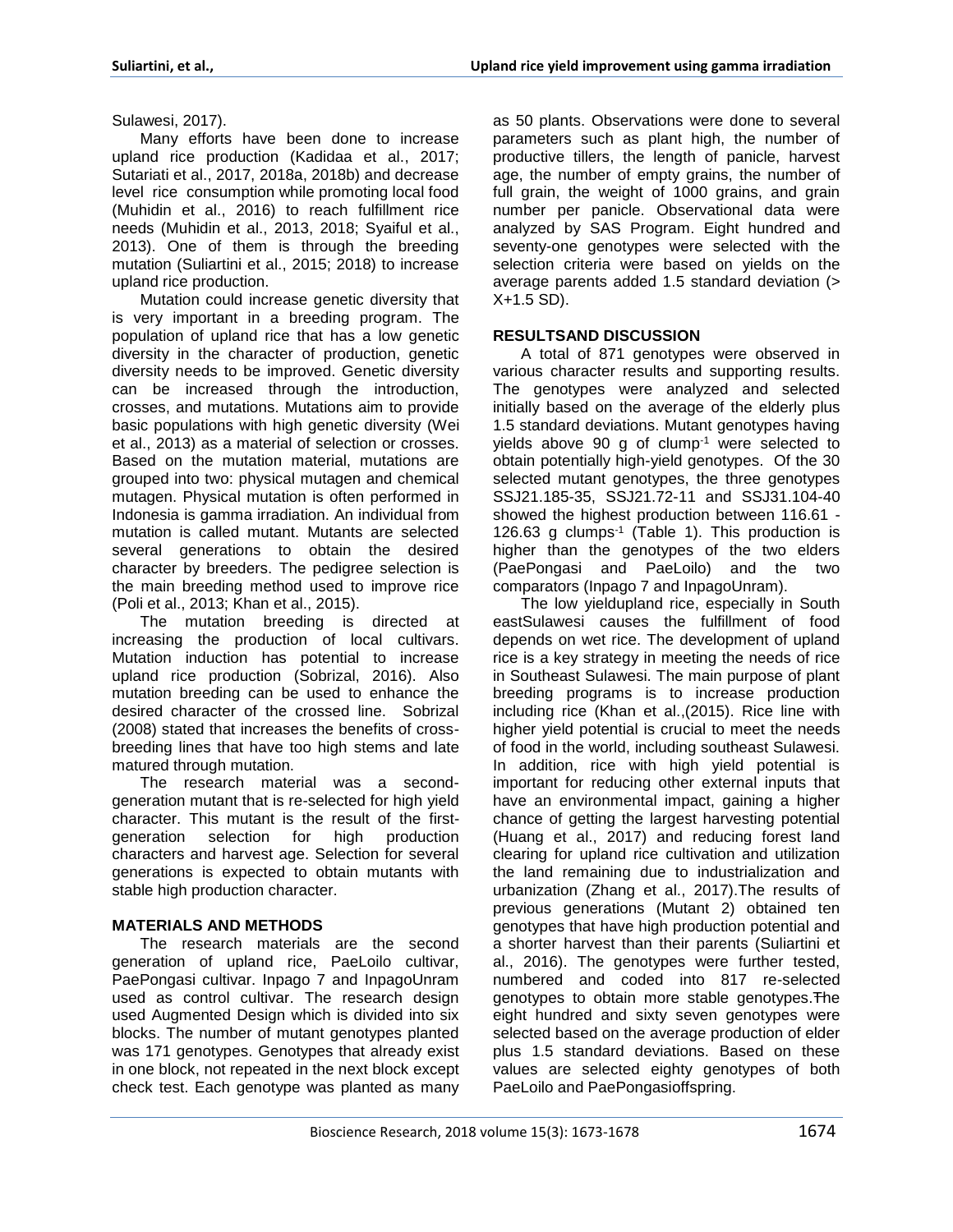Sulawesi, 2017).

Many efforts have been done to increase upland rice production (Kadidaa et al., 2017; Sutariati et al., 2017, 2018a, 2018b) and decrease level rice consumption while promoting local food (Muhidin et al., 2016) to reach fulfillment rice needs (Muhidin et al., 2013, 2018; Syaiful et al., 2013). One of them is through the breeding mutation (Suliartini et al., 2015; 2018) to increase upland rice production.

Mutation could increase genetic diversity that is very important in a breeding program. The population of upland rice that has a low genetic diversity in the character of production, genetic diversity needs to be improved. Genetic diversity can be increased through the introduction, crosses, and mutations. Mutations aim to provide basic populations with high genetic diversity (Wei et al., 2013) as a material of selection or crosses. Based on the mutation material, mutations are grouped into two: physical mutagen and chemical mutagen. Physical mutation is often performed in Indonesia is gamma irradiation. An individual from mutation is called mutant. Mutants are selected several generations to obtain the desired character by breeders. The pedigree selection is the main breeding method used to improve rice (Poli et al., 2013; Khan et al., 2015).

The mutation breeding is directed at increasing the production of local cultivars. Mutation induction has potential to increase upland rice production (Sobrizal, 2016). Also mutation breeding can be used to enhance the desired character of the crossed line. Sobrizal (2008) stated that increases the benefits of cross-breeding lines that have too high stems and late matured through mutation.

The research material was a second-generation mutant that is re-selected for high yield character. This mutant is the result of the first-generation selection for high production characters and harvest age. Selection for several generations is expected to obtain mutants with stable high production character.

## MATERIALS AND METHODS

The research materials are the second generation of upland rice, PaeLoilo cultivar, PaePongasi cultivar. Inpago 7 and InpagoUnram used as control cultivar. The research design used Augmented Design which is divided into six blocks. The number of mutant genotypes planted was 171 genotypes. Genotypes that already exist in one block, not repeated in the next block except check test. Each genotype was planted as many as 50 plants. Observations were done to several parameters such as plant high, the number of productive tillers, the length of panicle, harvest age, the number of empty grains, the number of full grain, the weight of 1000 grains, and grain number per panicle. Observational data were analyzed by SAS Program. Eight hundred and seventy-one genotypes were selected with the selection criteria were based on yields on the average parents added 1.5 standard deviation (> X+1.5 SD).

## RESULTSAND DISCUSSION

A total of 871 genotypes were observed in various character results and supporting results. The genotypes were analyzed and selected initially based on the average of the elderly plus 1.5 standard deviations. Mutant genotypes having yields above 90 g of clump$^{-1}$ were selected to obtain potentially high-yield genotypes. Of the 30 selected mutant genotypes, the three genotypes SSJ21.185-35, SSJ21.72-11 and SSJ31.104-40 showed the highest production between 116.61 - 126.63 g clumps$^{-1}$ (Table 1). This production is higher than the genotypes of the two elders (PaePongasi and PaeLoilo) and the two comparators (Inpago 7 and InpagoUnram).

The low yieldupland rice, especially in South eastSulawesi causes the fulfillment of food depends on wet rice. The development of upland rice is a key strategy in meeting the needs of rice in Southeast Sulawesi. The main purpose of plant breeding programs is to increase production including rice (Khan et al.,(2015). Rice line with higher yield potential is crucial to meet the needs of food in the world, including southeast Sulawesi. In addition, rice with high yield potential is important for reducing other external inputs that have an environmental impact, gaining a higher chance of getting the largest harvesting potential (Huang et al., 2017) and reducing forest land clearing for upland rice cultivation and utilization the land remaining due to industrialization and urbanization (Zhang et al., 2017).The results of previous generations (Mutant 2) obtained ten genotypes that have high production potential and a shorter harvest than their parents (Suliartini et al., 2016). The genotypes were further tested, numbered and coded into 817 re-selected genotypes to obtain more stable genotypes.The eight hundred and sixty seven genotypes were selected based on the average production of elder plus 1.5 standard deviations. Based on these values are selected eighty genotypes of both PaeLoilo and PaePongasioffspring.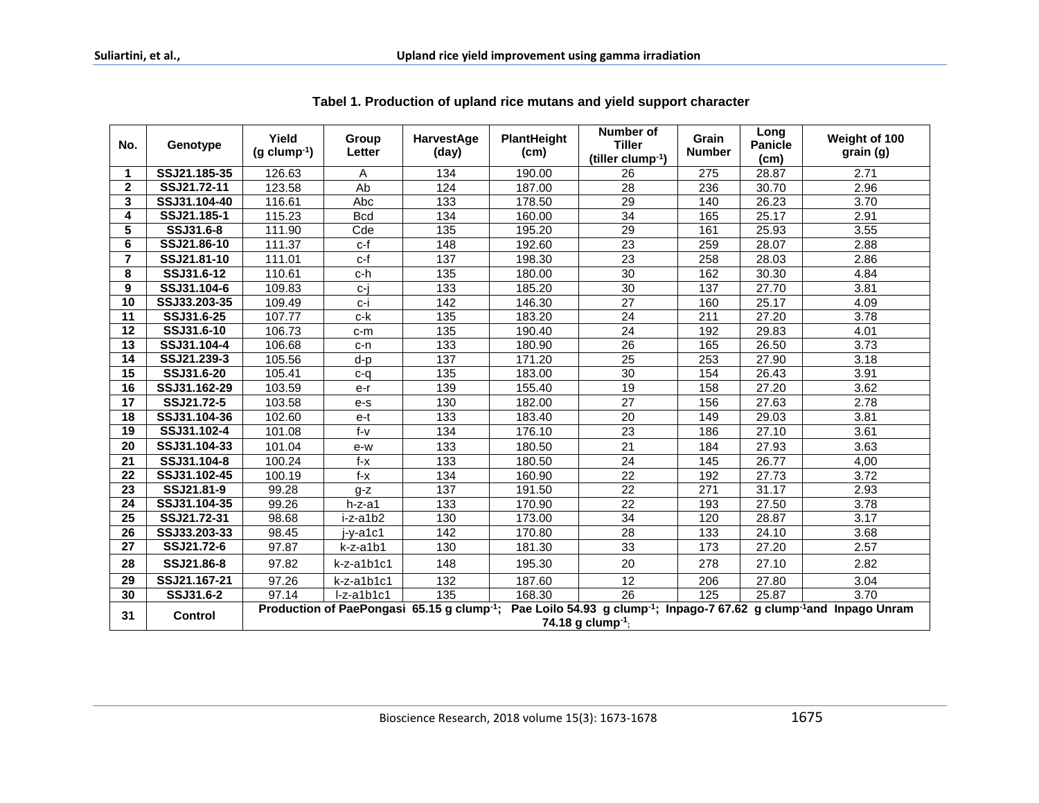**Tabel 1. Production of upland rice mutans and yield support character**

| No. | Genotype | Yield (g clump$^{-1}$) | Group Letter | HarvestAge (day) | PlantHeight (cm) | Number of Tiller (tiller clump$^{-1}$) | Grain Number | Long Panicle (cm) | Weight of 100 grain (g) |
|---|---|---|---|---|---|---|---|---|---|
| 1 | SSJ21.185-35 | 126.63 | A | 134 | 190.00 | 26 | 275 | 28.87 | 2.71 |
| 2 | SSJ21.72-11 | 123.58 | Ab | 124 | 187.00 | 28 | 236 | 30.70 | 2.96 |
| 3 | SSJ31.104-40 | 116.61 | Abc | 133 | 178.50 | 29 | 140 | 26.23 | 3.70 |
| 4 | SSJ21.185-1 | 115.23 | Bcd | 134 | 160.00 | 34 | 165 | 25.17 | 2.91 |
| 5 | SSJ31.6-8 | 111.90 | Cde | 135 | 195.20 | 29 | 161 | 25.93 | 3.55 |
| 6 | SSJ21.86-10 | 111.37 | c-f | 148 | 192.60 | 23 | 259 | 28.07 | 2.88 |
| 7 | SSJ21.81-10 | 111.01 | c-f | 137 | 198.30 | 23 | 258 | 28.03 | 2.86 |
| 8 | SSJ31.6-12 | 110.61 | c-h | 135 | 180.00 | 30 | 162 | 30.30 | 4.84 |
| 9 | SSJ31.104-6 | 109.83 | c-j | 133 | 185.20 | 30 | 137 | 27.70 | 3.81 |
| 10 | SSJ33.203-35 | 109.49 | c-i | 142 | 146.30 | 27 | 160 | 25.17 | 4.09 |
| 11 | SSJ31.6-25 | 107.77 | c-k | 135 | 183.20 | 24 | 211 | 27.20 | 3.78 |
| 12 | SSJ31.6-10 | 106.73 | c-m | 135 | 190.40 | 24 | 192 | 29.83 | 4.01 |
| 13 | SSJ31.104-4 | 106.68 | c-n | 133 | 180.90 | 26 | 165 | 26.50 | 3.73 |
| 14 | SSJ21.239-3 | 105.56 | d-p | 137 | 171.20 | 25 | 253 | 27.90 | 3.18 |
| 15 | SSJ31.6-20 | 105.41 | c-q | 135 | 183.00 | 30 | 154 | 26.43 | 3.91 |
| 16 | SSJ31.162-29 | 103.59 | e-r | 139 | 155.40 | 19 | 158 | 27.20 | 3.62 |
| 17 | SSJ21.72-5 | 103.58 | e-s | 130 | 182.00 | 27 | 156 | 27.63 | 2.78 |
| 18 | SSJ31.104-36 | 102.60 | e-t | 133 | 183.40 | 20 | 149 | 29.03 | 3.81 |
| 19 | SSJ31.102-4 | 101.08 | f-v | 134 | 176.10 | 23 | 186 | 27.10 | 3.61 |
| 20 | SSJ31.104-33 | 101.04 | e-w | 133 | 180.50 | 21 | 184 | 27.93 | 3.63 |
| 21 | SSJ31.104-8 | 100.24 | f-x | 133 | 180.50 | 24 | 145 | 26.77 | 4,00 |
| 22 | SSJ31.102-45 | 100.19 | f-x | 134 | 160.90 | 22 | 192 | 27.73 | 3.72 |
| 23 | SSJ21.81-9 | 99.28 | g-z | 137 | 191.50 | 22 | 271 | 31.17 | 2.93 |
| 24 | SSJ31.104-35 | 99.26 | h-z-a1 | 133 | 170.90 | 22 | 193 | 27.50 | 3.78 |
| 25 | SSJ21.72-31 | 98.68 | i-z-a1b2 | 130 | 173.00 | 34 | 120 | 28.87 | 3.17 |
| 26 | SSJ33.203-33 | 98.45 | j-y-a1c1 | 142 | 170.80 | 28 | 133 | 24.10 | 3.68 |
| 27 | SSJ21.72-6 | 97.87 | k-z-a1b1 | 130 | 181.30 | 33 | 173 | 27.20 | 2.57 |
| 28 | SSJ21.86-8 | 97.82 | k-z-a1b1c1 | 148 | 195.30 | 20 | 278 | 27.10 | 2.82 |
| 29 | SSJ21.167-21 | 97.26 | k-z-a1b1c1 | 132 | 187.60 | 12 | 206 | 27.80 | 3.04 |
| 30 | SSJ31.6-2 | 97.14 | l-z-a1b1c1 | 135 | 168.30 | 26 | 125 | 25.87 | 3.70 |
| 31 | Control | Production of PaePongasi 65.15 g clump$^{-1}$; Pae Loilo 54.93 g clump$^{-1}$; Inpago-7 67.62 g clump$^{-1}$and Inpago Unram 74.18 g clump$^{-1}$; | | | | | | | |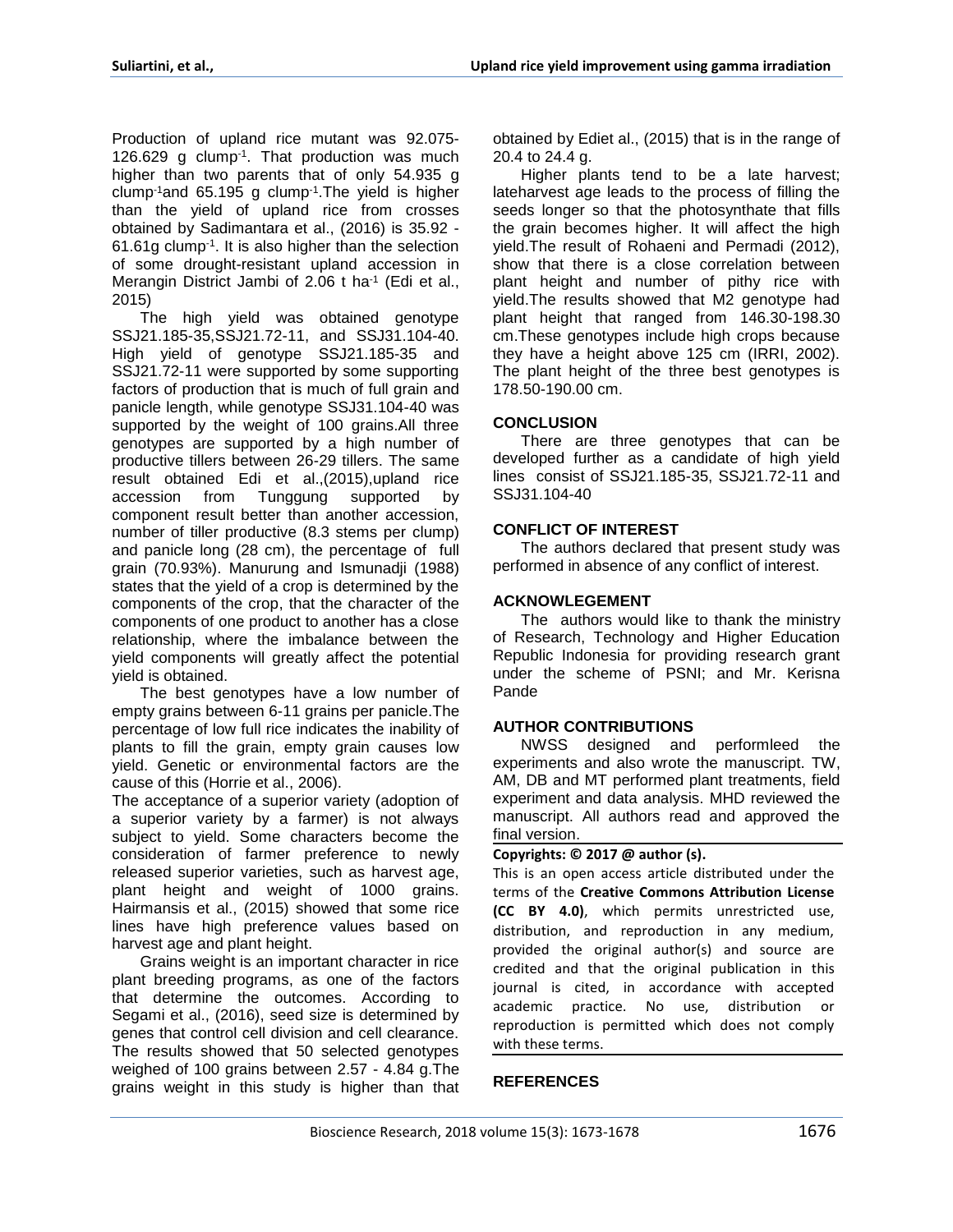Production of upland rice mutant was 92.075-126.629 g clump$^{-1}$. That production was much higher than two parents that of only 54.935 g clump$^{-1}$and 65.195 g clump$^{-1}$.The yield is higher than the yield of upland rice from crosses obtained by Sadimantara et al., (2016) is 35.92 - 61.61g clump$^{-1}$. It is also higher than the selection of some drought-resistant upland accession in Merangin District Jambi of 2.06 t ha$^{-1}$ (Edi et al., 2015)

The high yield was obtained genotype SSJ21.185-35,SSJ21.72-11, and SSJ31.104-40. High yield of genotype SSJ21.185-35 and SSJ21.72-11 were supported by some supporting factors of production that is much of full grain and panicle length, while genotype SSJ31.104-40 was supported by the weight of 100 grains.All three genotypes are supported by a high number of productive tillers between 26-29 tillers. The same result obtained Edi et al.,(2015),upland rice accession from Tunggung supported by component result better than another accession, number of tiller productive (8.3 stems per clump) and panicle long (28 cm), the percentage of full grain (70.93%). Manurung and Ismunadji (1988) states that the yield of a crop is determined by the components of the crop, that the character of the components of one product to another has a close relationship, where the imbalance between the yield components will greatly affect the potential yield is obtained.

The best genotypes have a low number of empty grains between 6-11 grains per panicle.The percentage of low full rice indicates the inability of plants to fill the grain, empty grain causes low yield. Genetic or environmental factors are the cause of this (Horrie et al., 2006).

The acceptance of a superior variety (adoption of a superior variety by a farmer) is not always subject to yield. Some characters become the consideration of farmer preference to newly released superior varieties, such as harvest age, plant height and weight of 1000 grains. Hairmansis et al., (2015) showed that some rice lines have high preference values based on harvest age and plant height.

Grains weight is an important character in rice plant breeding programs, as one of the factors that determine the outcomes. According to Segami et al., (2016), seed size is determined by genes that control cell division and cell clearance. The results showed that 50 selected genotypes weighed of 100 grains between 2.57 - 4.84 g.The grains weight in this study is higher than that obtained by Ediet al., (2015) that is in the range of 20.4 to 24.4 g.

Higher plants tend to be a late harvest; lateharvest age leads to the process of filling the seeds longer so that the photosynthate that fills the grain becomes higher. It will affect the high yield.The result of Rohaeni and Permadi (2012), show that there is a close correlation between plant height and number of pithy rice with yield.The results showed that M2 genotype had plant height that ranged from 146.30-198.30 cm.These genotypes include high crops because they have a height above 125 cm (IRRI, 2002). The plant height of the three best genotypes is 178.50-190.00 cm.

## CONCLUSION

There are three genotypes that can be developed further as a candidate of high yield lines consist of SSJ21.185-35, SSJ21.72-11 and SSJ31.104-40

## CONFLICT OF INTEREST

The authors declared that present study was performed in absence of any conflict of interest.

## ACKNOWLEGEMENT

The authors would like to thank the ministry of Research, Technology and Higher Education Republic Indonesia for providing research grant under the scheme of PSNI; and Mr. Kerisna Pande

## AUTHOR CONTRIBUTIONS

NWSS designed and performleed the experiments and also wrote the manuscript. TW, AM, DB and MT performed plant treatments, field experiment and data analysis. MHD reviewed the manuscript. All authors read and approved the final version.

**Copyrights: © 2017 @ author (s).**

This is an open access article distributed under the terms of the **Creative Commons Attribution License (CC BY 4.0)**, which permits unrestricted use, distribution, and reproduction in any medium, provided the original author(s) and source are credited and that the original publication in this journal is cited, in accordance with accepted academic practice. No use, distribution or reproduction is permitted which does not comply with these terms.

## REFERENCES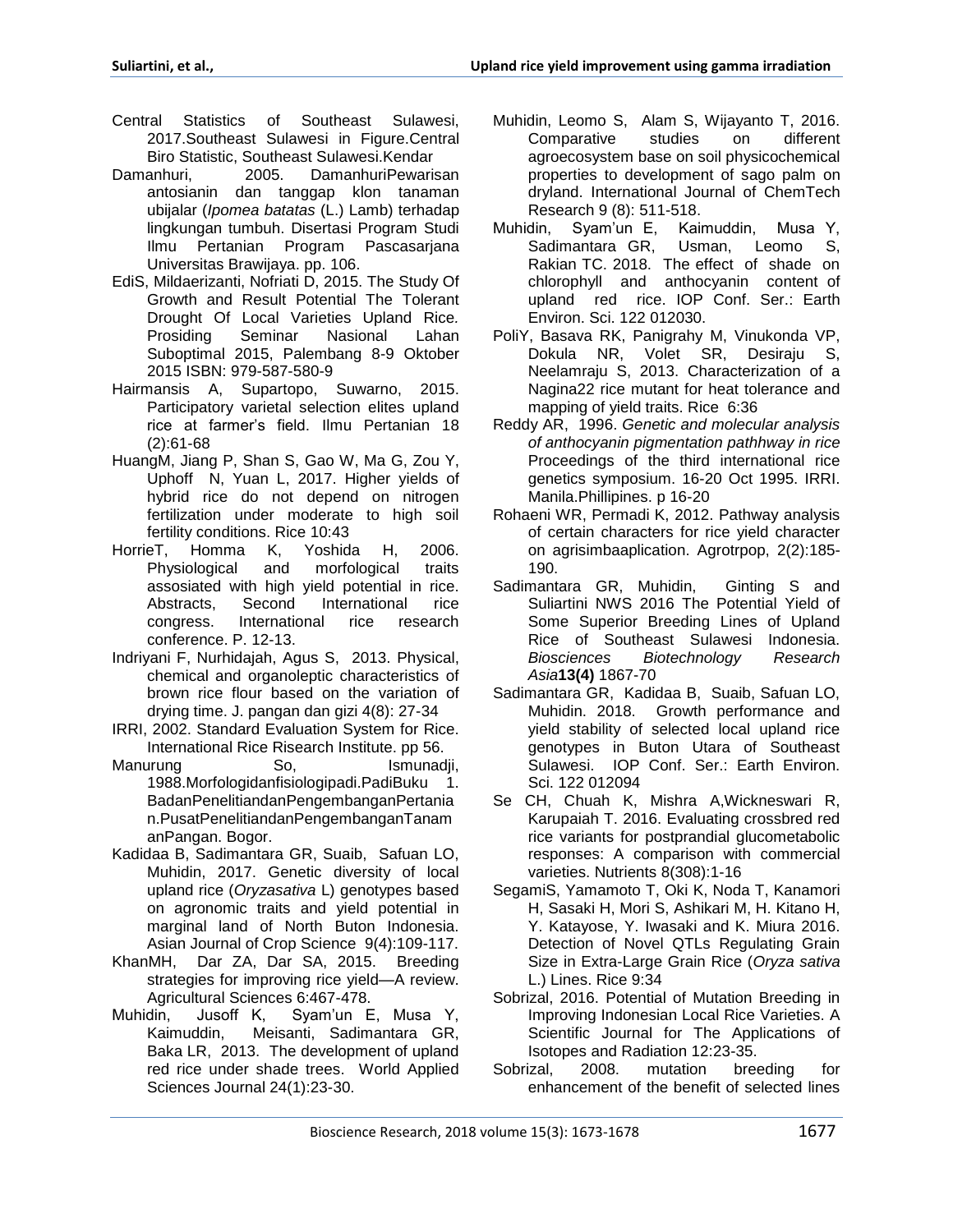Central Statistics of Southeast Sulawesi, 2017.Southeast Sulawesi in Figure.Central Biro Statistic, Southeast Sulawesi.Kendar

Damanhuri, 2005. DamanhuriPewarisan antosianin dan tanggap klon tanaman ubijalar (*Ipomea batatas* (L.) Lamb) terhadap lingkungan tumbuh. Disertasi Program Studi Ilmu Pertanian Program Pascasarjana Universitas Brawijaya. pp. 106.

EdiS, Mildaerizanti, Nofriati D, 2015. The Study Of Growth and Result Potential The Tolerant Drought Of Local Varieties Upland Rice. Prosiding Seminar Nasional Lahan Suboptimal 2015, Palembang 8-9 Oktober 2015 ISBN: 979-587-580-9

Hairmansis A, Supartopo, Suwarno, 2015. Participatory varietal selection elites upland rice at farmer's field. Ilmu Pertanian 18 (2):61-68

HuangM, Jiang P, Shan S, Gao W, Ma G, Zou Y, Uphoff N, Yuan L, 2017. Higher yields of hybrid rice do not depend on nitrogen fertilization under moderate to high soil fertility conditions. Rice 10:43

HorrieT, Homma K, Yoshida H, 2006. Physiological and morfological traits assosiated with high yield potential in rice. Abstracts, Second International rice congress. International rice research conference. P. 12-13.

Indriyani F, Nurhidajah, Agus S, 2013. Physical, chemical and organoleptic characteristics of brown rice flour based on the variation of drying time. J. pangan dan gizi 4(8): 27-34

IRRI, 2002. Standard Evaluation System for Rice. International Rice Risearch Institute. pp 56.

Manurung So, Ismunadji, 1988.Morfologidanfisiologipadi.PadiBuku 1. BadanPenelitiandanPengembanganPertanian.PusatPenelitiandanPengembanganTanamanPangan. Bogor.

Kadidaa B, Sadimantara GR, Suaib, Safuan LO, Muhidin, 2017. Genetic diversity of local upland rice (*Oryzasativa* L) genotypes based on agronomic traits and yield potential in marginal land of North Buton Indonesia. Asian Journal of Crop Science 9(4):109-117.

KhanMH, Dar ZA, Dar SA, 2015. Breeding strategies for improving rice yield—A review. Agricultural Sciences 6:467-478.

Muhidin, Jusoff K, Syam'un E, Musa Y, Kaimuddin, Meisanti, Sadimantara GR, Baka LR, 2013. The development of upland red rice under shade trees. World Applied Sciences Journal 24(1):23-30.

Muhidin, Leomo S, Alam S, Wijayanto T, 2016. Comparative studies on different agroecosystem base on soil physicochemical properties to development of sago palm on dryland. International Journal of ChemTech Research 9 (8): 511-518.

Muhidin, Syam'un E, Kaimuddin, Musa Y, Sadimantara GR, Usman, Leomo S, Rakian TC. 2018. The effect of shade on chlorophyll and anthocyanin content of upland red rice. IOP Conf. Ser.: Earth Environ. Sci. 122 012030.

PoliY, Basava RK, Panigrahy M, Vinukonda VP, Dokula NR, Volet SR, Desiraju S, Neelamraju S, 2013. Characterization of a Nagina22 rice mutant for heat tolerance and mapping of yield traits. Rice 6:36

Reddy AR, 1996. *Genetic and molecular analysis of anthocyanin pigmentation pathhway in rice* Proceedings of the third international rice genetics symposium. 16-20 Oct 1995. IRRI. Manila.Phillipines. p 16-20

Rohaeni WR, Permadi K, 2012. Pathway analysis of certain characters for rice yield character on agrisimbaaplication. Agrotrpop, 2(2):185-190.

Sadimantara GR, Muhidin, Ginting S and Suliartini NWS 2016 The Potential Yield of Some Superior Breeding Lines of Upland Rice of Southeast Sulawesi Indonesia. *Biosciences Biotechnology Research Asia***13(4)** 1867-70

Sadimantara GR, Kadidaa B, Suaib, Safuan LO, Muhidin. 2018. Growth performance and yield stability of selected local upland rice genotypes in Buton Utara of Southeast Sulawesi. IOP Conf. Ser.: Earth Environ. Sci. 122 012094

Se CH, Chuah K, Mishra A,Wickneswari R, Karupaiah T. 2016. Evaluating crossbred red rice variants for postprandial glucometabolic responses: A comparison with commercial varieties. Nutrients 8(308):1-16

SegamiS, Yamamoto T, Oki K, Noda T, Kanamori H, Sasaki H, Mori S, Ashikari M, H. Kitano H, Y. Katayose, Y. Iwasaki and K. Miura 2016. Detection of Novel QTLs Regulating Grain Size in Extra-Large Grain Rice (*Oryza sativa* L.) Lines. Rice 9:34

Sobrizal, 2016. Potential of Mutation Breeding in Improving Indonesian Local Rice Varieties. A Scientific Journal for The Applications of Isotopes and Radiation 12:23-35.

Sobrizal, 2008. mutation breeding for enhancement of the benefit of selected lines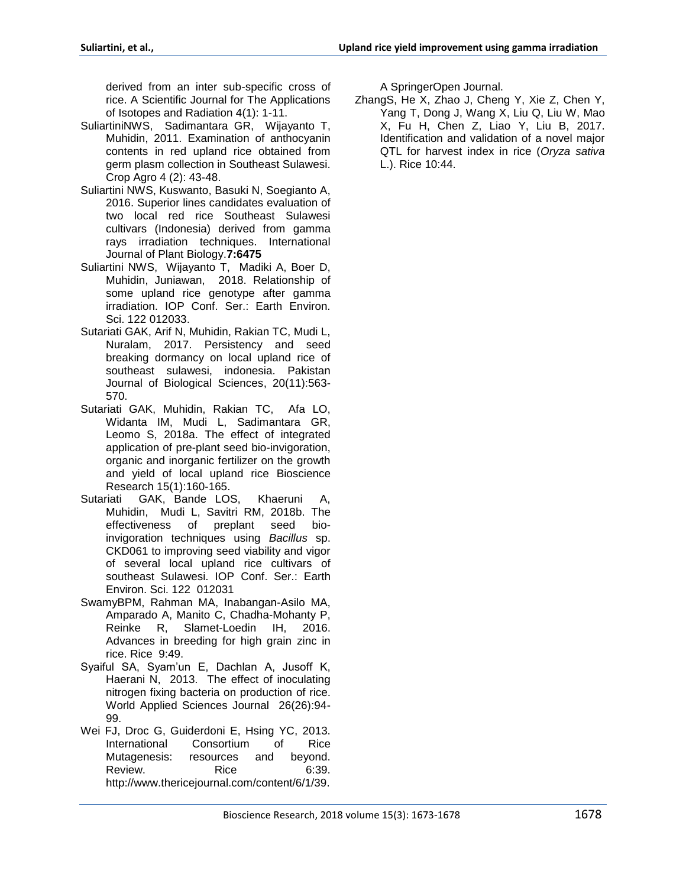derived from an inter sub-specific cross of rice. A Scientific Journal for The Applications of Isotopes and Radiation 4(1): 1-11.

SuliartiniNWS, Sadimantara GR, Wijayanto T, Muhidin, 2011. Examination of anthocyanin contents in red upland rice obtained from germ plasm collection in Southeast Sulawesi. Crop Agro 4 (2): 43-48.

Suliartini NWS, Kuswanto, Basuki N, Soegianto A, 2016. Superior lines candidates evaluation of two local red rice Southeast Sulawesi cultivars (Indonesia) derived from gamma rays irradiation techniques. International Journal of Plant Biology.**7:6475**

Suliartini NWS, Wijayanto T, Madiki A, Boer D, Muhidin, Juniawan, 2018. Relationship of some upland rice genotype after gamma irradiation. IOP Conf. Ser.: Earth Environ. Sci. 122 012033.

Sutariati GAK, Arif N, Muhidin, Rakian TC, Mudi L, Nuralam, 2017. Persistency and seed breaking dormancy on local upland rice of southeast sulawesi, indonesia. Pakistan Journal of Biological Sciences, 20(11):563-570.

Sutariati GAK, Muhidin, Rakian TC, Afa LO, Widanta IM, Mudi L, Sadimantara GR, Leomo S, 2018a. The effect of integrated application of pre-plant seed bio-invigoration, organic and inorganic fertilizer on the growth and yield of local upland rice Bioscience Research 15(1):160-165.

Sutariati GAK, Bande LOS, Khaeruni A, Muhidin, Mudi L, Savitri RM, 2018b. The effectiveness of preplant seed bio-invigoration techniques using *Bacillus* sp. CKD061 to improving seed viability and vigor of several local upland rice cultivars of southeast Sulawesi. IOP Conf. Ser.: Earth Environ. Sci. 122 012031

SwamyBPM, Rahman MA, Inabangan-Asilo MA, Amparado A, Manito C, Chadha-Mohanty P, Reinke R, Slamet-Loedin IH, 2016. Advances in breeding for high grain zinc in rice. Rice 9:49.

Syaiful SA, Syam'un E, Dachlan A, Jusoff K, Haerani N, 2013. The effect of inoculating nitrogen fixing bacteria on production of rice. World Applied Sciences Journal 26(26):94-99.

Wei FJ, Droc G, Guiderdoni E, Hsing YC, 2013. International Consortium of Rice Mutagenesis: resources and beyond. Review. Rice 6:39. http://www.thericejournal.com/content/6/1/39. A SpringerOpen Journal.

ZhangS, He X, Zhao J, Cheng Y, Xie Z, Chen Y, Yang T, Dong J, Wang X, Liu Q, Liu W, Mao X, Fu H, Chen Z, Liao Y, Liu B, 2017. Identification and validation of a novel major QTL for harvest index in rice (*Oryza sativa* L.). Rice 10:44.